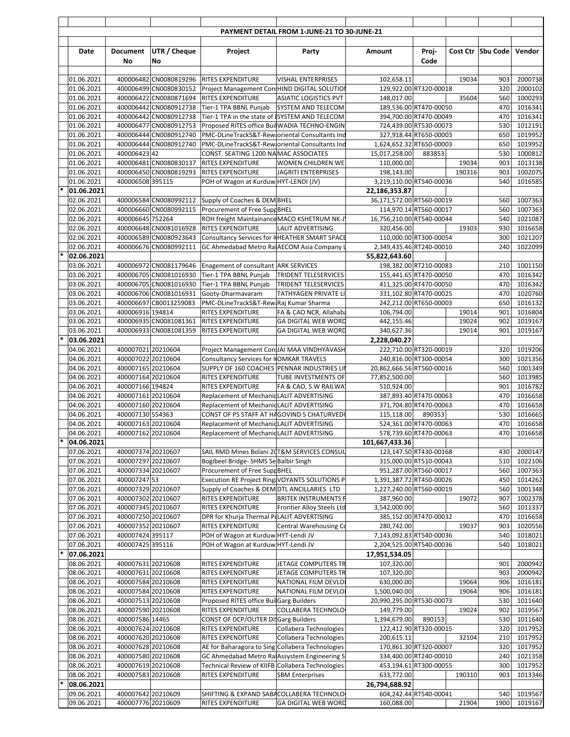## PAYMENT DETAIL FROM 1-JUNE-21 TO 30-JUNE-21

| | Date | Document No | UTR / Cheque No | Project | Party | Amount | Proj-Code | Cost Ctr | Sbu Code | Vendor |
|---|---|---|---|---|---|---|---|---|---|---|
| | 01.06.2021 | 400006482 | CN0080819296 | RITES EXPENDITURE | VISHAL ENTERPRISES | 102,658.11 | | 19034 | 903 | 2000738 |
| | 01.06.2021 | 400006499 | CN0080830152 | Project Management Con | HIND DIGITAL SOLUTIO | 129,922.00 | RT320-00018 | | 320 | 2000102 |
| | 01.06.2021 | 400006422 | CN0080871694 | RITES EXPENDITURE | ASIATIC LOGISTICS PVT | 148,017.00 | | 35604 | 560 | 1000293 |
| | 01.06.2021 | 400006442 | CN0080912738 | Tier-1 TPA BBNL Punjab | SYSTEM AND TELECOM | 189,536.00 | RT470-00050 | | 470 | 1016341 |
| | 01.06.2021 | 400006442 | CN0080912738 | Tier-1 TPA in the state of | SYSTEM AND TELECOM | 394,700.00 | RT470-00049 | | 470 | 1016341 |
| | 01.06.2021 | 400006477 | CN0080912753 | Proposed RITES office Bui | WADIA TECHNO-ENGIN | 724,439.00 | RT530-00073 | | 530 | 1012191 |
| | 01.06.2021 | 400006444 | CN0080912740 | PMC-DLineTrackS&T-Rew | oriental Consultants Ind | 327,918.44 | RT650-00003 | | 650 | 1019952 |
| | 01.06.2021 | 400006444 | CN0080912740 | PMC-DLineTrackS&T-Rew | oriental Consultants Ind | 1,624,652.32 | RT650-00003 | | 650 | 1019952 |
| | 01.06.2021 | 400006423 | 42 | CONST. SEATING 1200 NA | MAC ASSOCIATES | 15,017,258.00 | 883853 | | 530 | 1000812 |
| | 01.06.2021 | 400006481 | CN0080830137 | RITES EXPENDITURE | WOMEN CHILDREN WE | 110,000.00 | | 19034 | 903 | 1013138 |
| | 01.06.2021 | 400006450 | CN0080819293 | RITES EXPENDITURE | JAGRITI ENTERPRISES | 198,143.00 | | 190316 | 903 | 1002075 |
| | 01.06.2021 | 400006508 | 395115 | POH of Wagon at Kurduw | HYT-LENDI (JV) | 3,219,110.00 | RT540-00036 | | 540 | 1016585 |
| * | **01.06.2021** | | | | | **22,186,353.87** | | | | |
| | 02.06.2021 | 400006584 | CN0080992112 | Supply of Coaches & DEM | BHEL | 36,171,572.00 | RT560-00019 | | 560 | 1007363 |
| | 02.06.2021 | 400006660 | CN0080992115 | Procurement of Free Supp | BHEL | 114,970.14 | RT560-00017 | | 560 | 1007363 |
| | 02.06.2021 | 400006645 | 752264 | ROH freight Maintenance | MACO KSHETRUM NK-J | 16,756,210.00 | RT540-00044 | | 540 | 1021087 |
| | 02.06.2021 | 400006648 | CN0081016928 | RITES EXPENDITURE | LALIT ADVERTISING | 320,456.00 | | 19303 | 930 | 1016658 |
| | 02.06.2021 | 400006589 | CN0080923643 | Consultancy Services for I | HEATHER SMART SPACE | 110,000.00 | RT300-00054 | | 300 | 1021207 |
| | 02.06.2021 | 400006676 | CN0080992111 | GC Ahmedabad Metro Ra | AECOM Asia Company L | 2,349,435.46 | RT240-00010 | | 240 | 1022099 |
| * | **02.06.2021** | | | | | **55,822,643.60** | | | | |
| | 03.06.2021 | 400006972 | CN0081179646 | Enagement of consultant | ARK SERVICES | 198,382.00 | RT210-00083 | | 210 | 1001150 |
| | 03.06.2021 | 400006705 | CN0081016930 | Tier-1 TPA BBNL Punjab | TRIDENT TELESERVICES | 155,441.65 | RT470-00050 | | 470 | 1016342 |
| | 03.06.2021 | 400006705 | CN0081016930 | Tier-1 TPA BBNL Punjab | TRIDENT TELESERVICES | 411,325.00 | RT470-00050 | | 470 | 1016342 |
| | 03.06.2021 | 400006706 | CN0081016931 | Gooty-Dharmavaram | TATHYAGEN PRIVATE LI | 331,102.80 | RT470-00025 | | 470 | 1020760 |
| | 03.06.2021 | 400006697 | CB0013259083 | PMC-DLineTrackS&T-Rew | Raj Kumar Sharma | 242,212.00 | RT650-00003 | | 650 | 1016132 |
| | 03.06.2021 | 400006916 | 194814 | RITES EXPENDITURE | FA & CAO NCR, Allahaba | 106,794.00 | | 19014 | 901 | 1016804 |
| | 03.06.2021 | 400006935 | CN0081081361 | RITES EXPENDITURE | GA DIGITAL WEB WORD | 442,155.46 | | 19024 | 902 | 1019167 |
| | 03.06.2021 | 400006933 | CN0081081359 | RITES EXPENDITURE | GA DIGITAL WEB WORD | 340,627.36 | | 19014 | 901 | 1019167 |
| * | **03.06.2021** | | | | | **2,228,040.27** | | | | |
| | 04.06.2021 | 400007021 | 20210604 | Project Management Con | JAI MAA VINDHYAVASH | 222,710.00 | RT320-00019 | | 320 | 1019206 |
| | 04.06.2021 | 400007022 | 20210604 | Consultancy Services for I | OMKAR TRAVELS | 240,816.00 | RT300-00054 | | 300 | 1021356 |
| | 04.06.2021 | 400007165 | 20210604 | SUPPLY OF 160 COACHES | PENNAR INDUSTRIES LI | 20,862,666.56 | RT560-00016 | | 560 | 1001349 |
| | 04.06.2021 | 400007164 | 20210604 | RITES EXPENDITURE | TUBE INVESTMENTS OF | 77,852,500.00 | | | 560 | 1013985 |
| | 04.06.2021 | 400007166 | 194824 | RITES EXPENDITURE | FA & CAO, S.W RAILWA | 510,924.00 | | | 901 | 1016782 |
| | 04.06.2021 | 400007161 | 20210604 | Replacement of Mechanic | LALIT ADVERTISING | 387,893.40 | RT470-00063 | | 470 | 1016658 |
| | 04.06.2021 | 400007160 | 20210604 | Replacement of Mechanic | LALIT ADVERTISING | 371,704.80 | RT470-00063 | | 470 | 1016658 |
| | 04.06.2021 | 400007130 | 554363 | CONST OF PS STAFF AT HA | GOVIND S CHATURVEDI | 115,118.00 | 890353 | | 530 | 1016665 |
| | 04.06.2021 | 400007163 | 20210604 | Replacement of Mechanic | LALIT ADVERTISING | 524,361.00 | RT470-00063 | | 470 | 1016658 |
| | 04.06.2021 | 400007162 | 20210604 | Replacement of Mechanic | LALIT ADVERTISING | 578,739.60 | RT470-00063 | | 470 | 1016658 |
| * | **04.06.2021** | | | | | **101,667,433.36** | | | | |
| | 07.06.2021 | 400007374 | 20210607 | SAIL RMD Mines Bolani 20 | T&M SERVICES CONSUL | 123,147.50 | RT430-00168 | | 430 | 2000147 |
| | 07.06.2021 | 400007297 | 20210607 | Bogibeel Bridge- SHMS Se | Balbir Singh | 315,000.00 | RT510-00043 | | 510 | 1022106 |
| | 07.06.2021 | 400007334 | 20210607 | Procurement of Free Supp | BHEL | 951,287.00 | RT560-00017 | | 560 | 1007363 |
| | 07.06.2021 | 400007247 | 53 | Execution RE Project Ring | VOYANTS SOLUTIONS P | 1,391,387.72 | RT450-00026 | | 450 | 1014262 |
| | 07.06.2021 | 400007329 | 20210607 | Supply of Coaches & DEM | DTL ANCILLARIES LTD | 1,227,240.00 | RT560-00019 | | 560 | 1001348 |
| | 07.06.2021 | 400007302 | 20210607 | RITES EXPENDITURE | BRITEK INSTRUMENTS P | 387,960.00 | | 19072 | 907 | 1002378 |
| | 07.06.2021 | 400007345 | 20210607 | RITES EXPENDITURE | Frontier Alloy Steels Ltd | 3,542,000.00 | | | 560 | 1011337 |
| | 07.06.2021 | 400007250 | 20210607 | DPR for Khurja Thermal P | LALIT ADVERTISING | 385,152.00 | RT470-00032 | | 470 | 1016658 |
| | 07.06.2021 | 400007352 | 20210607 | RITES EXPENDITURE | Central Warehousing Co | 280,742.00 | | 19037 | 903 | 1020556 |
| | 07.06.2021 | 400007424 | 395117 | POH of Wagon at Kurduw | HYT-Lendi JV | 7,143,092.83 | RT540-00036 | | 540 | 1018021 |
| | 07.06.2021 | 400007425 | 395116 | POH of Wagon at Kurduw | HYT-Lendi JV | 2,204,525.00 | RT540-00036 | | 540 | 1018021 |
| * | **07.06.2021** | | | | | **17,951,534.05** | | | | |
| | 08.06.2021 | 400007631 | 20210608 | RITES EXPENDITURE | JETAGE COMPUTERS TR | 107,320.00 | | | 901 | 2000942 |
| | 08.06.2021 | 400007631 | 20210608 | RITES EXPENDITURE | JETAGE COMPUTERS TR | 107,320.00 | | | 903 | 2000942 |
| | 08.06.2021 | 400007584 | 20210608 | RITES EXPENDITURE | NATIONAL FILM DEVLO | 630,000.00 | | 19064 | 906 | 1016181 |
| | 08.06.2021 | 400007584 | 20210608 | RITES EXPENDITURE | NATIONAL FILM DEVLO | 1,500,040.00 | | 19064 | 906 | 1016181 |
| | 08.06.2021 | 400007513 | 20210608 | Proposed RITES office Bui | Garg Builders | 20,990,295.00 | RT530-00073 | | 530 | 1011640 |
| | 08.06.2021 | 400007590 | 20210608 | RITES EXPENDITURE | COLLABERA TECHNOLO | 149,779.00 | | 19024 | 902 | 1019567 |
| | 08.06.2021 | 400007586 | 14465 | CONST OF DCP/OUTER DI | Garg Builders | 1,394,679.00 | 890153 | | 530 | 1011640 |
| | 08.06.2021 | 400007624 | 20210608 | RITES EXPENDITURE | Collabera Technologies | 122,412.90 | RT320-00015 | | 320 | 1017952 |
| | 08.06.2021 | 400007620 | 20210608 | RITES EXPENDITURE | Collabera Technologies | 200,615.11 | | 32104 | 210 | 1017952 |
| | 08.06.2021 | 400007628 | 20210608 | AE for Baharagora to Sing | Collabera Technologies | 170,861.30 | RT320-00007 | | 320 | 1017952 |
| | 08.06.2021 | 400007580 | 20210608 | GC Ahmedabad Metro Ra | Assystem Engineering S | 334,400.00 | RT240-00010 | | 240 | 1021358 |
| | 08.06.2021 | 400007619 | 20210608 | Technical Review of KIIFB | Collabera Technologies | 453,194.61 | RT300-00055 | | 300 | 1017952 |
| | 08.06.2021 | 400007583 | 20210608 | RITES EXPENDITURE | SBM Enterprises | 633,772.00 | | 190310 | 903 | 1013346 |
| * | **08.06.2021** | | | | | **26,794,688.92** | | | | |
| | 09.06.2021 | 400007642 | 20210609 | SHIFTING & EXPAND SABA | COLLABERA TECHNOLO | 604,242.44 | RT540-00041 | | 540 | 1019567 |
| | 09.06.2021 | 400007776 | 20210609 | RITES EXPENDITURE | GA DIGITAL WEB WORD | 160,088.00 | | 21904 | 1900 | 1019167 |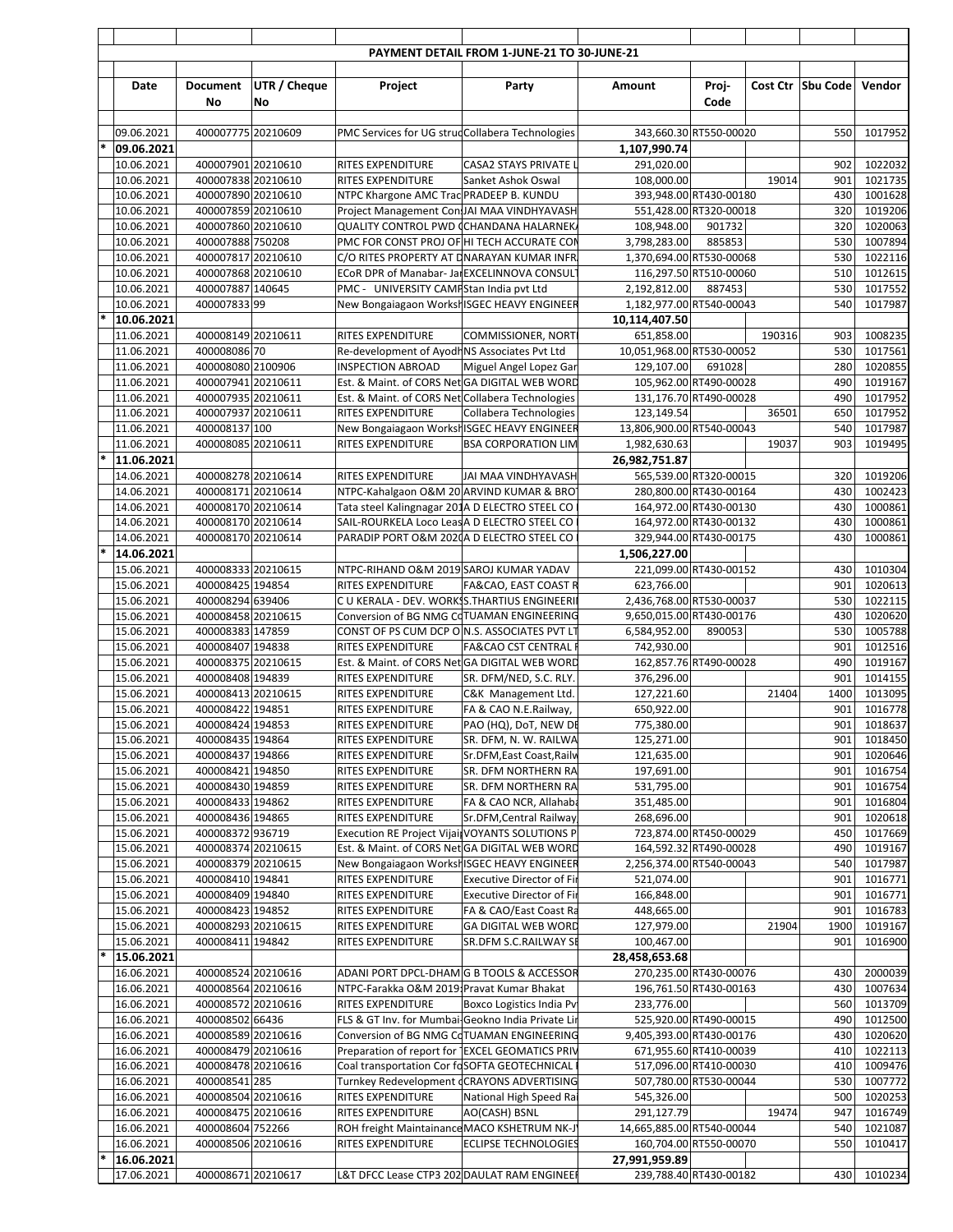**PAYMENT DETAIL FROM 1-JUNE-21 TO 30-JUNE-21**

| | Date | Document No | UTR / Cheque No | Project | Party | Amount | Proj-Code | Cost Ctr | Sbu Code | Vendor |
|---|---|---|---|---|---|---|---|---|---|---|
| | 09.06.2021 | 400007775 | 20210609 | PMC Services for UG struc | Collabera Technologies | 343,660.30 | RT550-00020 | | 550 | 1017952 |
| * | 09.06.2021 | | | | | 1,107,990.74 | | | | |
| | 10.06.2021 | 400007901 | 20210610 | RITES EXPENDITURE | CASA2 STAYS PRIVATE L | 291,020.00 | | | 902 | 1022032 |
| | 10.06.2021 | 400007838 | 20210610 | RITES EXPENDITURE | Sanket Ashok Oswal | 108,000.00 | | 19014 | 901 | 1021735 |
| | 10.06.2021 | 400007890 | 20210610 | NTPC Khargone AMC Trac | PRADEEP B. KUNDU | 393,948.00 | RT430-00180 | | 430 | 1001628 |
| | 10.06.2021 | 400007859 | 20210610 | Project Management Con | JAI MAA VINDHYAVASH | 551,428.00 | RT320-00018 | | 320 | 1019206 |
| | 10.06.2021 | 400007860 | 20210610 | QUALITY CONTROL PWD ( | CHANDANA HALARNEKA | 108,948.00 | 901732 | | 320 | 1020063 |
| | 10.06.2021 | 400007888 | 750208 | PMC FOR CONST PROJ OF | HI TECH ACCURATE CON | 3,798,283.00 | 885853 | | 530 | 1007894 |
| | 10.06.2021 | 400007817 | 20210610 | C/O RITES PROPERTY AT D | NARAYAN KUMAR INFRA | 1,370,694.00 | RT530-00068 | | 530 | 1022116 |
| | 10.06.2021 | 400007868 | 20210610 | ECoR DPR of Manabar- Ja | EXCELINNOVA CONSULT | 116,297.50 | RT510-00060 | | 510 | 1012615 |
| | 10.06.2021 | 400007887 | 140645 | PMC - UNIVERSITY CAMP | Stan India pvt Ltd | 2,192,812.00 | 887453 | | 530 | 1017552 |
| | 10.06.2021 | 400007833 | 99 | New Bongaigaon Worksh | ISGEC HEAVY ENGINEER | 1,182,977.00 | RT540-00043 | | 540 | 1017987 |
| * | 10.06.2021 | | | | | 10,114,407.50 | | | | |
| | 11.06.2021 | 400008149 | 20210611 | RITES EXPENDITURE | COMMISSIONER, NORT | 651,858.00 | | 190316 | 903 | 1008235 |
| | 11.06.2021 | 400008086 | 70 | Re-development of Ayodh | NS Associates Pvt Ltd | 10,051,968.00 | RT530-00052 | | 530 | 1017561 |
| | 11.06.2021 | 400008080 | 2100906 | INSPECTION ABROAD | Miguel Angel Lopez Gar | 129,107.00 | 691028 | | 280 | 1020855 |
| | 11.06.2021 | 400007941 | 20210611 | Est. & Maint. of CORS Net | GA DIGITAL WEB WORD | 105,962.00 | RT490-00028 | | 490 | 1019167 |
| | 11.06.2021 | 400007935 | 20210611 | Est. & Maint. of CORS Net | Collabera Technologies | 131,176.70 | RT490-00028 | | 490 | 1017952 |
| | 11.06.2021 | 400007937 | 20210611 | RITES EXPENDITURE | Collabera Technologies | 123,149.54 | | 36501 | 650 | 1017952 |
| | 11.06.2021 | 400008137 | 100 | New Bongaigaon Worksh | ISGEC HEAVY ENGINEER | 13,806,900.00 | RT540-00043 | | 540 | 1017987 |
| | 11.06.2021 | 400008085 | 20210611 | RITES EXPENDITURE | BSA CORPORATION LIM | 1,982,630.63 | | 19037 | 903 | 1019495 |
| * | 11.06.2021 | | | | | 26,982,751.87 | | | | |
| | 14.06.2021 | 400008278 | 20210614 | RITES EXPENDITURE | JAI MAA VINDHYAVASH | 565,539.00 | RT320-00015 | | 320 | 1019206 |
| | 14.06.2021 | 400008171 | 20210614 | NTPC-Kahalgaon O&M 20 | ARVIND KUMAR & BRO | 280,800.00 | RT430-00164 | | 430 | 1002423 |
| | 14.06.2021 | 400008170 | 20210614 | Tata steel Kalingnagar 20 | A D ELECTRO STEEL CO | 164,972.00 | RT430-00130 | | 430 | 1000861 |
| | 14.06.2021 | 400008170 | 20210614 | SAIL-ROURKELA Loco Leas | A D ELECTRO STEEL CO | 164,972.00 | RT430-00132 | | 430 | 1000861 |
| | 14.06.2021 | 400008170 | 20210614 | PARADIP PORT O&M 202 | A D ELECTRO STEEL CO | 329,944.00 | RT430-00175 | | 430 | 1000861 |
| * | 14.06.2021 | | | | | 1,506,227.00 | | | | |
| | 15.06.2021 | 400008333 | 20210615 | NTPC-RIHAND O&M 2019 | SAROJ KUMAR YADAV | 221,099.00 | RT430-00152 | | 430 | 1010304 |
| | 15.06.2021 | 400008425 | 194854 | RITES EXPENDITURE | FA&CAO, EAST COAST R | 623,766.00 | | | 901 | 1020613 |
| | 15.06.2021 | 400008294 | 639406 | C U KERALA - DEV. WORKS | S.THARTIUS ENGINEERI | 2,436,768.00 | RT530-00037 | | 530 | 1022115 |
| | 15.06.2021 | 400008458 | 20210615 | Conversion of BG NMG Co | TUAMAN ENGINEERING | 9,650,015.00 | RT430-00176 | | 430 | 1020620 |
| | 15.06.2021 | 400008383 | 147859 | CONST OF PS CUM DCP O | N.S. ASSOCIATES PVT LT | 6,584,952.00 | 890053 | | 530 | 1005788 |
| | 15.06.2021 | 400008407 | 194838 | RITES EXPENDITURE | FA&CAO CST CENTRAL | 742,930.00 | | | 901 | 1012516 |
| | 15.06.2021 | 400008375 | 20210615 | Est. & Maint. of CORS Net | GA DIGITAL WEB WORD | 162,857.76 | RT490-00028 | | 490 | 1019167 |
| | 15.06.2021 | 400008408 | 194839 | RITES EXPENDITURE | SR. DFM/NED, S.C. RLY. | 376,296.00 | | | 901 | 1014155 |
| | 15.06.2021 | 400008413 | 20210615 | RITES EXPENDITURE | C&K Management Ltd. | 127,221.60 | | 21404 | 1400 | 1013095 |
| | 15.06.2021 | 400008422 | 194851 | RITES EXPENDITURE | FA & CAO N.E.Railway, | 650,922.00 | | | 901 | 1016778 |
| | 15.06.2021 | 400008424 | 194853 | RITES EXPENDITURE | PAO (HQ), DoT, NEW DE | 775,380.00 | | | 901 | 1018637 |
| | 15.06.2021 | 400008435 | 194864 | RITES EXPENDITURE | SR. DFM, N. W. RAILWA | 125,271.00 | | | 901 | 1018450 |
| | 15.06.2021 | 400008437 | 194866 | RITES EXPENDITURE | Sr.DFM,East Coast,Railw | 121,635.00 | | | 901 | 1020646 |
| | 15.06.2021 | 400008421 | 194850 | RITES EXPENDITURE | SR. DFM NORTHERN RA | 197,691.00 | | | 901 | 1016754 |
| | 15.06.2021 | 400008430 | 194859 | RITES EXPENDITURE | SR. DFM NORTHERN RA | 531,795.00 | | | 901 | 1016754 |
| | 15.06.2021 | 400008433 | 194862 | RITES EXPENDITURE | FA & CAO NCR, Allahaba | 351,485.00 | | | 901 | 1016804 |
| | 15.06.2021 | 400008436 | 194865 | RITES EXPENDITURE | Sr.DFM,Central Railway, | 268,696.00 | | | 901 | 1020618 |
| | 15.06.2021 | 400008372 | 936719 | Execution RE Project Vijai | VOYANTS SOLUTIONS P | 723,874.00 | RT450-00029 | | 450 | 1017669 |
| | 15.06.2021 | 400008374 | 20210615 | Est. & Maint. of CORS Net | GA DIGITAL WEB WORD | 164,592.32 | RT490-00028 | | 490 | 1019167 |
| | 15.06.2021 | 400008379 | 20210615 | New Bongaigaon Worksh | ISGEC HEAVY ENGINEER | 2,256,374.00 | RT540-00043 | | 540 | 1017987 |
| | 15.06.2021 | 400008410 | 194841 | RITES EXPENDITURE | Executive Director of Fir | 521,074.00 | | | 901 | 1016771 |
| | 15.06.2021 | 400008409 | 194840 | RITES EXPENDITURE | Executive Director of Fir | 166,848.00 | | | 901 | 1016771 |
| | 15.06.2021 | 400008423 | 194852 | RITES EXPENDITURE | FA & CAO/East Coast Ra | 448,665.00 | | | 901 | 1016783 |
| | 15.06.2021 | 400008293 | 20210615 | RITES EXPENDITURE | GA DIGITAL WEB WORD | 127,979.00 | | 21904 | 1900 | 1019167 |
| | 15.06.2021 | 400008411 | 194842 | RITES EXPENDITURE | SR.DFM S.C.RAILWAY SE | 100,467.00 | | | 901 | 1016900 |
| * | 15.06.2021 | | | | | 28,458,653.68 | | | | |
| | 16.06.2021 | 400008524 | 20210616 | ADANI PORT DPCL-DHAM | G B TOOLS & ACCESSOR | 270,235.00 | RT430-00076 | | 430 | 2000039 |
| | 16.06.2021 | 400008564 | 20210616 | NTPC-Farakka O&M 2019 | Pravat Kumar Bhakat | 196,761.50 | RT430-00163 | | 430 | 1007634 |
| | 16.06.2021 | 400008572 | 20210616 | RITES EXPENDITURE | Boxco Logistics India Pv | 233,776.00 | | | 560 | 1013709 |
| | 16.06.2021 | 400008502 | 66436 | FLS & GT Inv. for Mumbai | Geokno India Private Lir | 525,920.00 | RT490-00015 | | 490 | 1012500 |
| | 16.06.2021 | 400008589 | 20210616 | Conversion of BG NMG Co | TUAMAN ENGINEERING | 9,405,393.00 | RT430-00176 | | 430 | 1020620 |
| | 16.06.2021 | 400008479 | 20210616 | Preparation of report for | EXCEL GEOMATICS PRIV | 671,955.60 | RT410-00039 | | 410 | 1022113 |
| | 16.06.2021 | 400008478 | 20210616 | Coal transportation Cor fo | SOFTA GEOTECHNICAL | 517,096.00 | RT410-00030 | | 410 | 1009476 |
| | 16.06.2021 | 400008541 | 285 | Turnkey Redevelopment o | CRAYONS ADVERTISING | 507,780.00 | RT530-00044 | | 530 | 1007772 |
| | 16.06.2021 | 400008504 | 20210616 | RITES EXPENDITURE | National High Speed Ra | 545,326.00 | | | 500 | 1020253 |
| | 16.06.2021 | 400008475 | 20210616 | RITES EXPENDITURE | AO(CASH) BSNL | 291,127.79 | | 19474 | 947 | 1016749 |
| | 16.06.2021 | 400008604 | 752266 | ROH freight Maintainance | MACO KSHETRUM NK-J | 14,665,885.00 | RT540-00044 | | 540 | 1021087 |
| | 16.06.2021 | 400008506 | 20210616 | RITES EXPENDITURE | ECLIPSE TECHNOLOGIES | 160,704.00 | RT550-00070 | | 550 | 1010417 |
| * | 16.06.2021 | | | | | 27,991,959.89 | | | | |
| | 17.06.2021 | 400008671 | 20210617 | L&T DFCC Lease CTP3 202 | DAULAT RAM ENGINEEI | 239,788.40 | RT430-00182 | | 430 | 1010234 |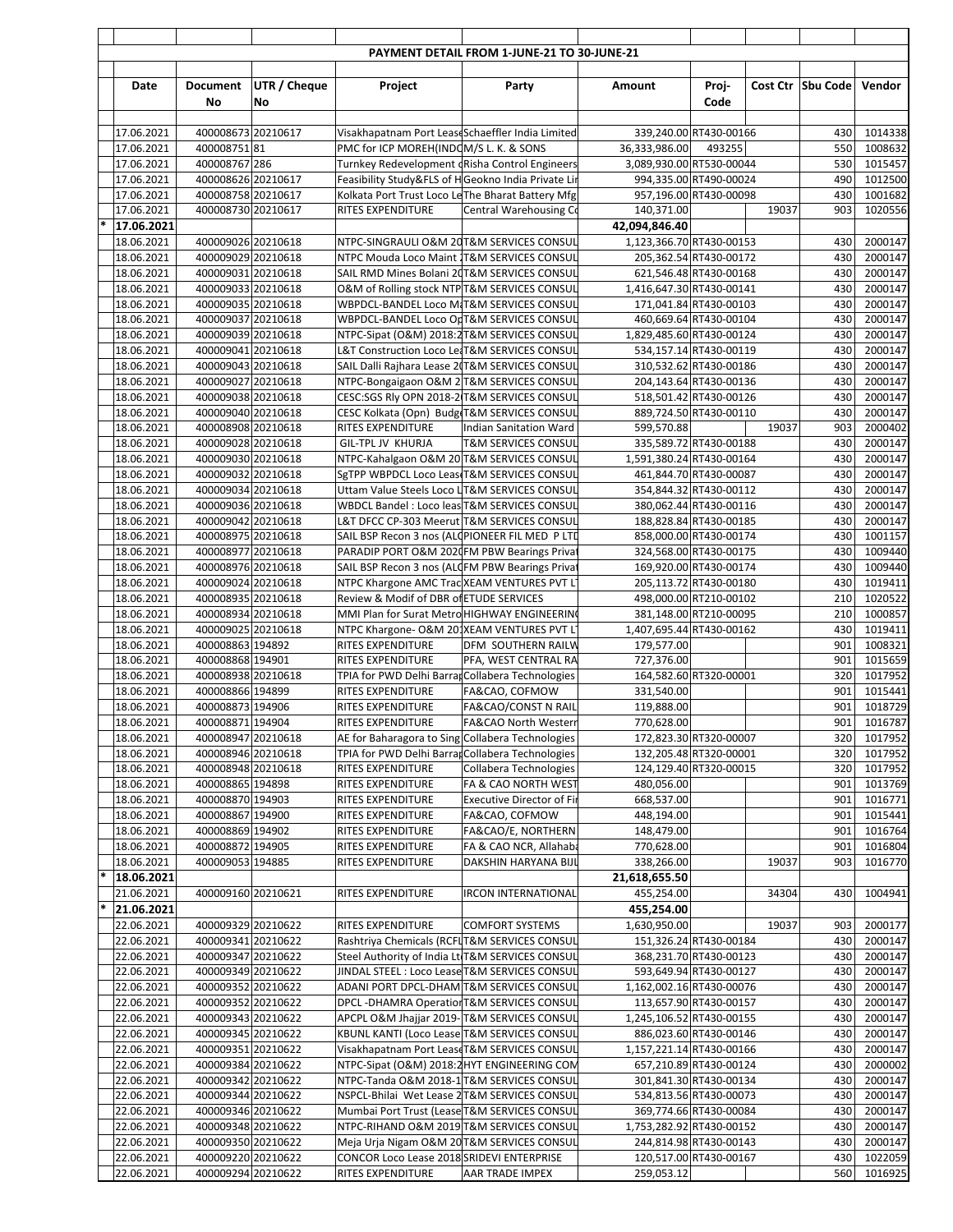## PAYMENT DETAIL FROM 1-JUNE-21 TO 30-JUNE-21

| | Date | Document No | UTR / Cheque No | Project | Party | Amount | Proj-Code | Cost Ctr | Sbu Code | Vendor |
|---|---|---|---|---|---|---|---|---|---|---|
| | 17.06.2021 | 400008673 | 20210617 | Visakhapatnam Port Lease | Schaeffler India Limited | 339,240.00 | RT430-00166 | | 430 | 1014338 |
| | 17.06.2021 | 400008751 | 81 | PMC for ICP MOREH(INDO | M/S L. K. & SONS | 36,333,986.00 | 493255 | | 550 | 1008632 |
| | 17.06.2021 | 400008767 | 286 | Turnkey Redevelopment o | Risha Control Engineers | 3,089,930.00 | RT530-00044 | | 530 | 1015457 |
| | 17.06.2021 | 400008626 | 20210617 | Feasibility Study&FLS of H | Geokno India Private Lir | 994,335.00 | RT490-00024 | | 490 | 1012500 |
| | 17.06.2021 | 400008758 | 20210617 | Kolkata Port Trust Loco Le | The Bharat Battery Mfg | 957,196.00 | RT430-00098 | | 430 | 1001682 |
| | 17.06.2021 | 400008730 | 20210617 | RITES EXPENDITURE | Central Warehousing Co | 140,371.00 | | 19037 | 903 | 1020556 |
| * | 17.06.2021 | | | | | 42,094,846.40 | | | | |
| | 18.06.2021 | 400009026 | 20210618 | NTPC-SINGRAULI O&M 20 | T&M SERVICES CONSUL | 1,123,366.70 | RT430-00153 | | 430 | 2000147 |
| | 18.06.2021 | 400009029 | 20210618 | NTPC Mouda Loco Maint 2 | T&M SERVICES CONSUL | 205,362.54 | RT430-00172 | | 430 | 2000147 |
| | 18.06.2021 | 400009031 | 20210618 | SAIL RMD Mines Bolani 20 | T&M SERVICES CONSUL | 621,546.48 | RT430-00168 | | 430 | 2000147 |
| | 18.06.2021 | 400009033 | 20210618 | O&M of Rolling stock NTP | T&M SERVICES CONSUL | 1,416,647.30 | RT430-00141 | | 430 | 2000147 |
| | 18.06.2021 | 400009035 | 20210618 | WBPDCL-BANDEL Loco Ma | T&M SERVICES CONSUL | 171,041.84 | RT430-00103 | | 430 | 2000147 |
| | 18.06.2021 | 400009037 | 20210618 | WBPDCL-BANDEL Loco Op | T&M SERVICES CONSUL | 460,669.64 | RT430-00104 | | 430 | 2000147 |
| | 18.06.2021 | 400009039 | 20210618 | NTPC-Sipat (O&M) 2018:2 | T&M SERVICES CONSUL | 1,829,485.60 | RT430-00124 | | 430 | 2000147 |
| | 18.06.2021 | 400009041 | 20210618 | L&T Construction Loco Le | T&M SERVICES CONSUL | 534,157.14 | RT430-00119 | | 430 | 2000147 |
| | 18.06.2021 | 400009043 | 20210618 | SAIL Dalli Rajhara Lease 20 | T&M SERVICES CONSUL | 310,532.62 | RT430-00186 | | 430 | 2000147 |
| | 18.06.2021 | 400009027 | 20210618 | NTPC-Bongaigaon O&M 2 | T&M SERVICES CONSUL | 204,143.64 | RT430-00136 | | 430 | 2000147 |
| | 18.06.2021 | 400009038 | 20210618 | CESC:SGS Rly OPN 2018-2 | T&M SERVICES CONSUL | 518,501.42 | RT430-00126 | | 430 | 2000147 |
| | 18.06.2021 | 400009040 | 20210618 | CESC Kolkata (Opn) Budg | T&M SERVICES CONSUL | 889,724.50 | RT430-00110 | | 430 | 2000147 |
| | 18.06.2021 | 400008908 | 20210618 | RITES EXPENDITURE | Indian Sanitation Ward | 599,570.88 | | 19037 | 903 | 2000402 |
| | 18.06.2021 | 400009028 | 20210618 | GIL-TPL JV KHURJA | T&M SERVICES CONSUL | 335,589.72 | RT430-00188 | | 430 | 2000147 |
| | 18.06.2021 | 400009030 | 20210618 | NTPC-Kahalgaon O&M 20 | T&M SERVICES CONSUL | 1,591,380.24 | RT430-00164 | | 430 | 2000147 |
| | 18.06.2021 | 400009032 | 20210618 | SgTPP WBPDCL Loco Lease | T&M SERVICES CONSUL | 461,844.70 | RT430-00087 | | 430 | 2000147 |
| | 18.06.2021 | 400009034 | 20210618 | Uttam Value Steels Loco L | T&M SERVICES CONSUL | 354,844.32 | RT430-00112 | | 430 | 2000147 |
| | 18.06.2021 | 400009036 | 20210618 | WBDCL Bandel : Loco leas | T&M SERVICES CONSUL | 380,062.44 | RT430-00116 | | 430 | 2000147 |
| | 18.06.2021 | 400009042 | 20210618 | L&T DFCC CP-303 Meerut | T&M SERVICES CONSUL | 188,828.84 | RT430-00185 | | 430 | 2000147 |
| | 18.06.2021 | 400008975 | 20210618 | SAIL BSP Recon 3 nos (ALC | PIONEER FIL MED P LTD | 858,000.00 | RT430-00174 | | 430 | 1001157 |
| | 18.06.2021 | 400008977 | 20210618 | PARADIP PORT O&M 2020 | FM PBW Bearings Privat | 324,568.00 | RT430-00175 | | 430 | 1009440 |
| | 18.06.2021 | 400008976 | 20210618 | SAIL BSP Recon 3 nos (ALC | FM PBW Bearings Privat | 169,920.00 | RT430-00174 | | 430 | 1009440 |
| | 18.06.2021 | 400009024 | 20210618 | NTPC Khargone AMC Trac | XEAM VENTURES PVT LT | 205,113.72 | RT430-00180 | | 430 | 1019411 |
| | 18.06.2021 | 400008935 | 20210618 | Review & Modif of DBR of | ETUDE SERVICES | 498,000.00 | RT210-00102 | | 210 | 1020522 |
| | 18.06.2021 | 400008934 | 20210618 | MMI Plan for Surat Metro | HIGHWAY ENGINEERING | 381,148.00 | RT210-00095 | | 210 | 1000857 |
| | 18.06.2021 | 400009025 | 20210618 | NTPC Khargone- O&M 20 | XEAM VENTURES PVT LT | 1,407,695.44 | RT430-00162 | | 430 | 1019411 |
| | 18.06.2021 | 400008863 | 194892 | RITES EXPENDITURE | DFM SOUTHERN RAILW | 179,577.00 | | | 901 | 1008321 |
| | 18.06.2021 | 400008868 | 194901 | RITES EXPENDITURE | PFA, WEST CENTRAL RA | 727,376.00 | | | 901 | 1015659 |
| | 18.06.2021 | 400008938 | 20210618 | TPIA for PWD Delhi Barrap | Collabera Technologies | 164,582.60 | RT320-00001 | | 320 | 1017952 |
| | 18.06.2021 | 400008866 | 194899 | RITES EXPENDITURE | FA&CAO, COFMOW | 331,540.00 | | | 901 | 1015441 |
| | 18.06.2021 | 400008873 | 194906 | RITES EXPENDITURE | FA&CAO/CONST N RAIL | 119,888.00 | | | 901 | 1018729 |
| | 18.06.2021 | 400008871 | 194904 | RITES EXPENDITURE | FA&CAO North Western | 770,628.00 | | | 901 | 1016787 |
| | 18.06.2021 | 400008947 | 20210618 | AE for Baharagora to Sing | Collabera Technologies | 172,823.30 | RT320-00007 | | 320 | 1017952 |
| | 18.06.2021 | 400008946 | 20210618 | TPIA for PWD Delhi Barrap | Collabera Technologies | 132,205.48 | RT320-00001 | | 320 | 1017952 |
| | 18.06.2021 | 400008948 | 20210618 | RITES EXPENDITURE | Collabera Technologies | 124,129.40 | RT320-00015 | | 320 | 1017952 |
| | 18.06.2021 | 400008865 | 194898 | RITES EXPENDITURE | FA & CAO NORTH WEST | 480,056.00 | | | 901 | 1013769 |
| | 18.06.2021 | 400008870 | 194903 | RITES EXPENDITURE | Executive Director of Fir | 668,537.00 | | | 901 | 1016771 |
| | 18.06.2021 | 400008867 | 194900 | RITES EXPENDITURE | FA&CAO, COFMOW | 448,194.00 | | | 901 | 1015441 |
| | 18.06.2021 | 400008869 | 194902 | RITES EXPENDITURE | FA&CAO/E, NORTHERN | 148,479.00 | | | 901 | 1016764 |
| | 18.06.2021 | 400008872 | 194905 | RITES EXPENDITURE | FA & CAO NCR, Allahaba | 770,628.00 | | | 901 | 1016804 |
| | 18.06.2021 | 400009053 | 194885 | RITES EXPENDITURE | DAKSHIN HARYANA BIJL | 338,266.00 | | 19037 | 903 | 1016770 |
| * | 18.06.2021 | | | | | 21,618,655.50 | | | | |
| | 21.06.2021 | 400009160 | 20210621 | RITES EXPENDITURE | IRCON INTERNATIONAL | 455,254.00 | | 34304 | 430 | 1004941 |
| * | 21.06.2021 | | | | | 455,254.00 | | | | |
| | 22.06.2021 | 400009329 | 20210622 | RITES EXPENDITURE | COMFORT SYSTEMS | 1,630,950.00 | | 19037 | 903 | 2000177 |
| | 22.06.2021 | 400009341 | 20210622 | Rashtriya Chemicals (RCF | T&M SERVICES CONSUL | 151,326.24 | RT430-00184 | | 430 | 2000147 |
| | 22.06.2021 | 400009347 | 20210622 | Steel Authority of India Lt | T&M SERVICES CONSUL | 368,231.70 | RT430-00123 | | 430 | 2000147 |
| | 22.06.2021 | 400009349 | 20210622 | JINDAL STEEL : Loco Lease | T&M SERVICES CONSUL | 593,649.94 | RT430-00127 | | 430 | 2000147 |
| | 22.06.2021 | 400009352 | 20210622 | ADANI PORT DPCL-DHAM | T&M SERVICES CONSUL | 1,162,002.16 | RT430-00076 | | 430 | 2000147 |
| | 22.06.2021 | 400009352 | 20210622 | DPCL -DHAMRA Operation | T&M SERVICES CONSUL | 113,657.90 | RT430-00157 | | 430 | 2000147 |
| | 22.06.2021 | 400009343 | 20210622 | APCPL O&M Jhajjar 2019- | T&M SERVICES CONSUL | 1,245,106.52 | RT430-00155 | | 430 | 2000147 |
| | 22.06.2021 | 400009345 | 20210622 | KBUNL KANTI (Loco Lease | T&M SERVICES CONSUL | 886,023.60 | RT430-00146 | | 430 | 2000147 |
| | 22.06.2021 | 400009351 | 20210622 | Visakhapatnam Port Lease | T&M SERVICES CONSUL | 1,157,221.14 | RT430-00166 | | 430 | 2000147 |
| | 22.06.2021 | 400009384 | 20210622 | NTPC-Sipat (O&M) 2018:2 | HYT ENGINEERING COM | 657,210.89 | RT430-00124 | | 430 | 2000002 |
| | 22.06.2021 | 400009342 | 20210622 | NTPC-Tanda O&M 2018-1 | T&M SERVICES CONSUL | 301,841.30 | RT430-00134 | | 430 | 2000147 |
| | 22.06.2021 | 400009344 | 20210622 | NSPCL-Bhilai Wet Lease 2 | T&M SERVICES CONSUL | 534,813.56 | RT430-00073 | | 430 | 2000147 |
| | 22.06.2021 | 400009346 | 20210622 | Mumbai Port Trust (Lease | T&M SERVICES CONSUL | 369,774.66 | RT430-00084 | | 430 | 2000147 |
| | 22.06.2021 | 400009348 | 20210622 | NTPC-RIHAND O&M 2019 | T&M SERVICES CONSUL | 1,753,282.92 | RT430-00152 | | 430 | 2000147 |
| | 22.06.2021 | 400009350 | 20210622 | Meja Urja Nigam O&M 20 | T&M SERVICES CONSUL | 244,814.98 | RT430-00143 | | 430 | 2000147 |
| | 22.06.2021 | 400009220 | 20210622 | CONCOR Loco Lease 2018 | SRIDEVI ENTERPRISE | 120,517.00 | RT430-00167 | | 430 | 1022059 |
| | 22.06.2021 | 400009294 | 20210622 | RITES EXPENDITURE | AAR TRADE IMPEX | 259,053.12 | | | 560 | 1016925 |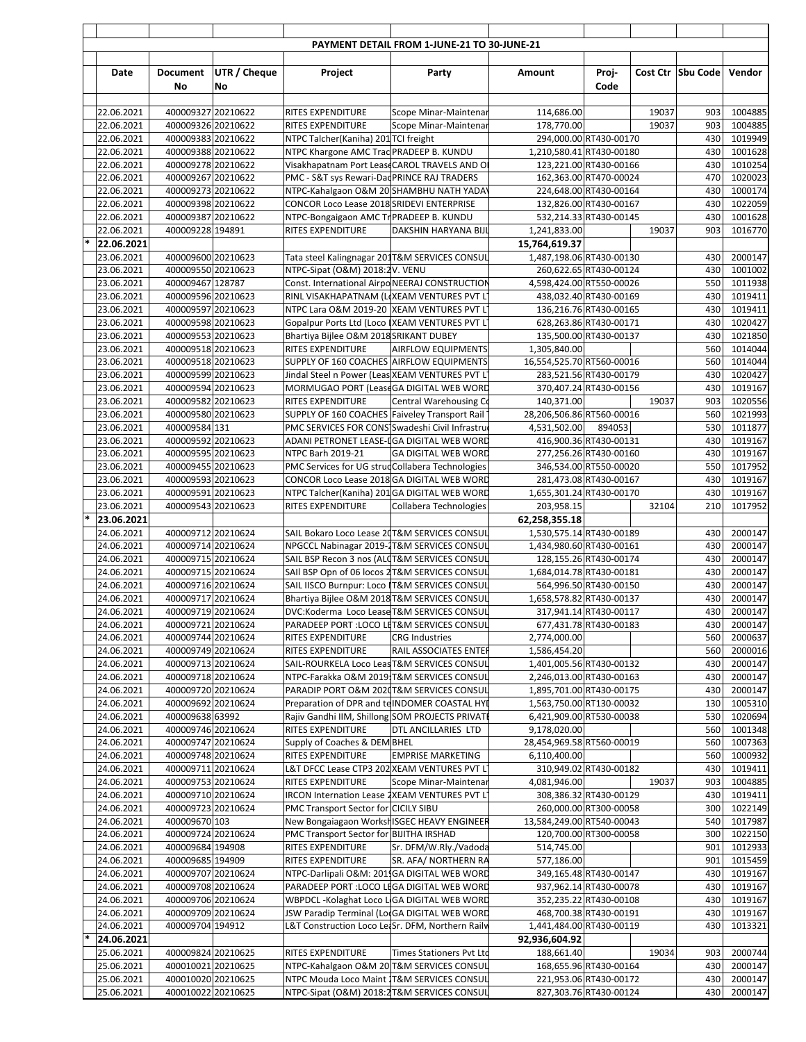| | Date | Document No | UTR / Cheque No | Project | Party | Amount | Proj-Code | Cost Ctr | Sbu Code | Vendor |
|---|---|---|---|---|---|---|---|---|---|---|
| | | | | PAYMENT DETAIL FROM 1-JUNE-21 TO 30-JUNE-21 | | | | | | |
| | 22.06.2021 | 400009327 | 20210622 | RITES EXPENDITURE | Scope Minar-Maintenar | 114,686.00 | | 19037 | 903 | 1004885 |
| | 22.06.2021 | 400009326 | 20210622 | RITES EXPENDITURE | Scope Minar-Maintenar | 178,770.00 | | 19037 | 903 | 1004885 |
| | 22.06.2021 | 400009383 | 20210622 | NTPC Talcher(Kaniha) 201 | TCI freight | 294,000.00 | RT430-00170 | | 430 | 1019949 |
| | 22.06.2021 | 400009388 | 20210622 | NTPC Khargone AMC Trac | PRADEEP B. KUNDU | 1,210,580.41 | RT430-00180 | | 430 | 1001628 |
| | 22.06.2021 | 400009278 | 20210622 | Visakhapatnam Port Lease | CAROL TRAVELS AND O | 123,221.00 | RT430-00166 | | 430 | 1010254 |
| | 22.06.2021 | 400009267 | 20210622 | PMC - S&T sys Rewari-Dad | PRINCE RAJ TRADERS | 162,363.00 | RT470-00024 | | 470 | 1020023 |
| | 22.06.2021 | 400009273 | 20210622 | NTPC-Kahalgaon O&M 20 | SHAMBHU NATH YADAV | 224,648.00 | RT430-00164 | | 430 | 1000174 |
| | 22.06.2021 | 400009398 | 20210622 | CONCOR Loco Lease 2018 | SRIDEVI ENTERPRISE | 132,826.00 | RT430-00167 | | 430 | 1022059 |
| | 22.06.2021 | 400009387 | 20210622 | NTPC-Bongaigaon AMC Tr | PRADEEP B. KUNDU | 532,214.33 | RT430-00145 | | 430 | 1001628 |
| | 22.06.2021 | 400009228 | 194891 | RITES EXPENDITURE | DAKSHIN HARYANA BIJL | 1,241,833.00 | | 19037 | 903 | 1016770 |
| * | **22.06.2021** | | | | | **15,764,619.37** | | | | |
| | 23.06.2021 | 400009600 | 20210623 | Tata steel Kalingnagar 201 | T&M SERVICES CONSUL | 1,487,198.06 | RT430-00130 | | 430 | 2000147 |
| | 23.06.2021 | 400009550 | 20210623 | NTPC-Sipat (O&M) 2018:2 | V. VENU | 260,622.65 | RT430-00124 | | 430 | 1001002 |
| | 23.06.2021 | 400009467 | 128787 | Const. International Airpo | NEERAJ CONSTRUCTION | 4,598,424.00 | RT550-00026 | | 550 | 1011938 |
| | 23.06.2021 | 400009596 | 20210623 | RINL VISAKHAPATNAM (L | XEAM VENTURES PVT L | 438,032.40 | RT430-00169 | | 430 | 1019411 |
| | 23.06.2021 | 400009597 | 20210623 | NTPC Lara O&M 2019-20 | XEAM VENTURES PVT L | 136,216.76 | RT430-00165 | | 430 | 1019411 |
| | 23.06.2021 | 400009598 | 20210623 | Gopalpur Ports Ltd (Loco | XEAM VENTURES PVT L | 628,263.86 | RT430-00171 | | 430 | 1020427 |
| | 23.06.2021 | 400009553 | 20210623 | Bhartiya Bijlee O&M 2018 | SRIKANT DUBEY | 135,500.00 | RT430-00137 | | 430 | 1021850 |
| | 23.06.2021 | 400009518 | 20210623 | RITES EXPENDITURE | AIRFLOW EQUIPMENTS | 1,305,840.00 | | | 560 | 1014044 |
| | 23.06.2021 | 400009518 | 20210623 | SUPPLY OF 160 COACHES | AIRFLOW EQUIPMENTS | 16,554,525.70 | RT560-00016 | | 560 | 1014044 |
| | 23.06.2021 | 400009599 | 20210623 | Jindal Steel n Power (Leas | XEAM VENTURES PVT L | 283,521.56 | RT430-00179 | | 430 | 1020427 |
| | 23.06.2021 | 400009594 | 20210623 | MORMUGAO PORT (Lease | GA DIGITAL WEB WORD | 370,407.24 | RT430-00156 | | 430 | 1019167 |
| | 23.06.2021 | 400009582 | 20210623 | RITES EXPENDITURE | Central Warehousing Co | 140,371.00 | | 19037 | 903 | 1020556 |
| | 23.06.2021 | 400009580 | 20210623 | SUPPLY OF 160 COACHES | Faiveley Transport Rail | 28,206,506.86 | RT560-00016 | | 560 | 1021993 |
| | 23.06.2021 | 400009584 | 131 | PMC SERVICES FOR CONS | Swadeshi Civil Infrastru | 4,531,502.00 | 894053 | | 530 | 1011877 |
| | 23.06.2021 | 400009592 | 20210623 | ADANI PETRONET LEASE-( | GA DIGITAL WEB WORD | 416,900.36 | RT430-00131 | | 430 | 1019167 |
| | 23.06.2021 | 400009595 | 20210623 | NTPC Barh 2019-21 | GA DIGITAL WEB WORD | 277,256.26 | RT430-00160 | | 430 | 1019167 |
| | 23.06.2021 | 400009455 | 20210623 | PMC Services for UG struc | Collabera Technologies | 346,534.00 | RT550-00020 | | 550 | 1017952 |
| | 23.06.2021 | 400009593 | 20210623 | CONCOR Loco Lease 2018 | GA DIGITAL WEB WORD | 281,473.08 | RT430-00167 | | 430 | 1019167 |
| | 23.06.2021 | 400009591 | 20210623 | NTPC Talcher(Kaniha) 201 | GA DIGITAL WEB WORD | 1,655,301.24 | RT430-00170 | | 430 | 1019167 |
| | 23.06.2021 | 400009543 | 20210623 | RITES EXPENDITURE | Collabera Technologies | 203,958.15 | | 32104 | 210 | 1017952 |
| * | **23.06.2021** | | | | | **62,258,355.18** | | | | |
| | 24.06.2021 | 400009712 | 20210624 | SAIL Bokaro Loco Lease 20 | T&M SERVICES CONSUL | 1,530,575.14 | RT430-00189 | | 430 | 2000147 |
| | 24.06.2021 | 400009714 | 20210624 | NPGCCL Nabinagar 2019-2 | T&M SERVICES CONSUL | 1,434,980.60 | RT430-00161 | | 430 | 2000147 |
| | 24.06.2021 | 400009715 | 20210624 | SAIL BSP Recon 3 nos (ALC | T&M SERVICES CONSUL | 128,155.26 | RT430-00174 | | 430 | 2000147 |
| | 24.06.2021 | 400009715 | 20210624 | SAIl BSP Opn of 06 locos 2 | T&M SERVICES CONSUL | 1,684,014.78 | RT430-00181 | | 430 | 2000147 |
| | 24.06.2021 | 400009716 | 20210624 | SAIL IISCO Burnpur: Loco | T&M SERVICES CONSUL | 564,996.50 | RT430-00150 | | 430 | 2000147 |
| | 24.06.2021 | 400009717 | 20210624 | Bhartiya Bijlee O&M 2018 | T&M SERVICES CONSUL | 1,658,578.82 | RT430-00137 | | 430 | 2000147 |
| | 24.06.2021 | 400009719 | 20210624 | DVC:Koderma Loco Lease | T&M SERVICES CONSUL | 317,941.14 | RT430-00117 | | 430 | 2000147 |
| | 24.06.2021 | 400009721 | 20210624 | PARADEEP PORT :LOCO LE | T&M SERVICES CONSUL | 677,431.78 | RT430-00183 | | 430 | 2000147 |
| | 24.06.2021 | 400009744 | 20210624 | RITES EXPENDITURE | CRG Industries | 2,774,000.00 | | | 560 | 2000637 |
| | 24.06.2021 | 400009749 | 20210624 | RITES EXPENDITURE | RAIL ASSOCIATES ENTER | 1,586,454.20 | | | 560 | 2000016 |
| | 24.06.2021 | 400009713 | 20210624 | SAIL-ROURKELA Loco Leas | T&M SERVICES CONSUL | 1,401,005.56 | RT430-00132 | | 430 | 2000147 |
| | 24.06.2021 | 400009718 | 20210624 | NTPC-Farakka O&M 2019 | T&M SERVICES CONSUL | 2,246,013.00 | RT430-00163 | | 430 | 2000147 |
| | 24.06.2021 | 400009720 | 20210624 | PARADIP PORT O&M 2020 | T&M SERVICES CONSUL | 1,895,701.00 | RT430-00175 | | 430 | 2000147 |
| | 24.06.2021 | 400009692 | 20210624 | Preparation of DPR and te | INDOMER COASTAL HYD | 1,563,750.00 | RT130-00032 | | 130 | 1005310 |
| | 24.06.2021 | 400009638 | 63992 | Rajiv Gandhi IIM, Shillong | SOM PROJECTS PRIVATE | 6,421,909.00 | RT530-00038 | | 530 | 1020694 |
| | 24.06.2021 | 400009746 | 20210624 | RITES EXPENDITURE | DTL ANCILLARIES LTD | 9,178,020.00 | | | 560 | 1001348 |
| | 24.06.2021 | 400009747 | 20210624 | Supply of Coaches & DEM | BHEL | 28,454,953.28 | RT560-00019 | | 560 | 1007363 |
| | 24.06.2021 | 400009748 | 20210624 | RITES EXPENDITURE | EMPRISE MARKETING | 6,110,400.00 | | | 560 | 1000932 |
| | 24.06.2021 | 400009711 | 20210624 | L&T DFCC Lease CTP3 202 | XEAM VENTURES PVT L | 310,949.02 | RT430-00182 | | 430 | 1019411 |
| | 24.06.2021 | 400009753 | 20210624 | RITES EXPENDITURE | Scope Minar-Maintenar | 4,081,946.00 | | 19037 | 903 | 1004885 |
| | 24.06.2021 | 400009710 | 20210624 | IRCON Internation Lease 2 | XEAM VENTURES PVT L | 308,386.32 | RT430-00129 | | 430 | 1019411 |
| | 24.06.2021 | 400009723 | 20210624 | PMC Transport Sector for | CICILY SIBU | 260,000.00 | RT300-00058 | | 300 | 1022149 |
| | 24.06.2021 | 400009670 | 103 | New Bongaigaon Worksh | ISGEC HEAVY ENGINEER | 13,584,249.00 | RT540-00043 | | 540 | 1017987 |
| | 24.06.2021 | 400009724 | 20210624 | PMC Transport Sector for | BIJITHA IRSHAD | 120,700.00 | RT300-00058 | | 300 | 1022150 |
| | 24.06.2021 | 400009684 | 194908 | RITES EXPENDITURE | Sr. DFM/W.Rly./Vadoda | 514,745.00 | | | 901 | 1012933 |
| | 24.06.2021 | 400009685 | 194909 | RITES EXPENDITURE | SR. AFA/ NORTHERN RA | 577,186.00 | | | 901 | 1015459 |
| | 24.06.2021 | 400009707 | 20210624 | NTPC-Darlipali O&M: 201 | GA DIGITAL WEB WORD | 349,165.48 | RT430-00147 | | 430 | 1019167 |
| | 24.06.2021 | 400009708 | 20210624 | PARADEEP PORT :LOCO LE | GA DIGITAL WEB WORD | 937,962.14 | RT430-00078 | | 430 | 1019167 |
| | 24.06.2021 | 400009706 | 20210624 | WBPDCL -Kolaghat Loco L | GA DIGITAL WEB WORD | 352,235.22 | RT430-00108 | | 430 | 1019167 |
| | 24.06.2021 | 400009709 | 20210624 | JSW Paradip Terminal (Lo | GA DIGITAL WEB WORD | 468,700.38 | RT430-00191 | | 430 | 1019167 |
| | 24.06.2021 | 400009704 | 194912 | L&T Construction Loco Le | Sr. DFM, Northern Railw | 1,441,484.00 | RT430-00119 | | 430 | 1013321 |
| * | **24.06.2021** | | | | | **92,936,604.92** | | | | |
| | 25.06.2021 | 400009824 | 20210625 | RITES EXPENDITURE | Times Stationers Pvt Ltd | 188,661.40 | | 19034 | 903 | 2000744 |
| | 25.06.2021 | 400010021 | 20210625 | NTPC-Kahalgaon O&M 20 | T&M SERVICES CONSUL | 168,655.96 | RT430-00164 | | 430 | 2000147 |
| | 25.06.2021 | 400010020 | 20210625 | NTPC Mouda Loco Maint 2 | T&M SERVICES CONSUL | 221,953.06 | RT430-00172 | | 430 | 2000147 |
| | 25.06.2021 | 400010022 | 20210625 | NTPC-Sipat (O&M) 2018:2 | T&M SERVICES CONSUL | 827,303.76 | RT430-00124 | | 430 | 2000147 |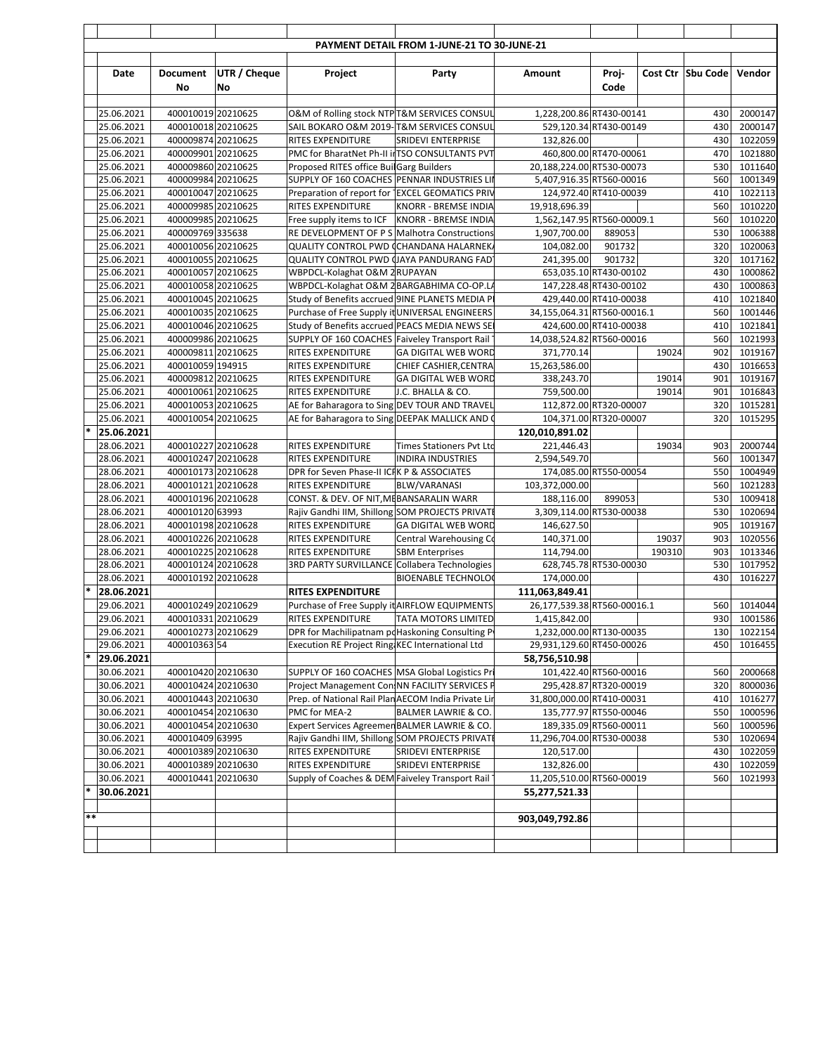## PAYMENT DETAIL FROM 1-JUNE-21 TO 30-JUNE-21

| | Date | Document No | UTR / Cheque No | Project | Party | Amount | Proj-Code | Cost Ctr | Sbu Code | Vendor |
|---|---|---|---|---|---|---|---|---|---|---|
| | 25.06.2021 | 400010019 | 20210625 | O&M of Rolling stock NTP | T&M SERVICES CONSUL | 1,228,200.86 | RT430-00141 | | 430 | 2000147 |
| | 25.06.2021 | 400010018 | 20210625 | SAIL BOKARO O&M 2019- | T&M SERVICES CONSUL | 529,120.34 | RT430-00149 | | 430 | 2000147 |
| | 25.06.2021 | 400009874 | 20210625 | RITES EXPENDITURE | SRIDEVI ENTERPRISE | 132,826.00 | | | 430 | 1022059 |
| | 25.06.2021 | 400009901 | 20210625 | PMC for BharatNet Ph-II ir | TSO CONSULTANTS PVT | 460,800.00 | RT470-00061 | | 470 | 1021880 |
| | 25.06.2021 | 400009860 | 20210625 | Proposed RITES office Buil | Garg Builders | 20,188,224.00 | RT530-00073 | | 530 | 1011640 |
| | 25.06.2021 | 400009984 | 20210625 | SUPPLY OF 160 COACHES | PENNAR INDUSTRIES LI | 5,407,916.35 | RT560-00016 | | 560 | 1001349 |
| | 25.06.2021 | 400010047 | 20210625 | Preparation of report for | EXCEL GEOMATICS PRIV | 124,972.40 | RT410-00039 | | 410 | 1022113 |
| | 25.06.2021 | 400009985 | 20210625 | RITES EXPENDITURE | KNORR - BREMSE INDIA | 19,918,696.39 | | | 560 | 1010220 |
| | 25.06.2021 | 400009985 | 20210625 | Free supply items to ICF | KNORR - BREMSE INDIA | 1,562,147.95 | RT560-00009.1 | | 560 | 1010220 |
| | 25.06.2021 | 400009769 | 335638 | RE DEVELOPMENT OF P S | Malhotra Constructions | 1,907,700.00 | 889053 | | 530 | 1006388 |
| | 25.06.2021 | 400010056 | 20210625 | QUALITY CONTROL PWD ( | CHANDANA HALARNEK/ | 104,082.00 | 901732 | | 320 | 1020063 |
| | 25.06.2021 | 400010055 | 20210625 | QUALITY CONTROL PWD ( | JAYA PANDURANG FAD | 241,395.00 | 901732 | | 320 | 1017162 |
| | 25.06.2021 | 400010057 | 20210625 | WBPDCL-Kolaghat O&M 2 | RUPAYAN | 653,035.10 | RT430-00102 | | 430 | 1000862 |
| | 25.06.2021 | 400010058 | 20210625 | WBPDCL-Kolaghat O&M 2 | BARGABHIMA CO-OP.L/ | 147,228.48 | RT430-00102 | | 430 | 1000863 |
| | 25.06.2021 | 400010045 | 20210625 | Study of Benefits accrued | 9INE PLANETS MEDIA P | 429,440.00 | RT410-00038 | | 410 | 1021840 |
| | 25.06.2021 | 400010035 | 20210625 | Purchase of Free Supply it | UNIVERSAL ENGINEERS | 34,155,064.31 | RT560-00016.1 | | 560 | 1001446 |
| | 25.06.2021 | 400010046 | 20210625 | Study of Benefits accrued | PEACS MEDIA NEWS SE | 424,600.00 | RT410-00038 | | 410 | 1021841 |
| | 25.06.2021 | 400009986 | 20210625 | SUPPLY OF 160 COACHES | Faiveley Transport Rail | 14,038,524.82 | RT560-00016 | | 560 | 1021993 |
| | 25.06.2021 | 400009811 | 20210625 | RITES EXPENDITURE | GA DIGITAL WEB WORD | 371,770.14 | | 19024 | 902 | 1019167 |
| | 25.06.2021 | 400010059 | 194915 | RITES EXPENDITURE | CHIEF CASHIER,CENTRA | 15,263,586.00 | | | 430 | 1016653 |
| | 25.06.2021 | 400009812 | 20210625 | RITES EXPENDITURE | GA DIGITAL WEB WORD | 338,243.70 | | 19014 | 901 | 1019167 |
| | 25.06.2021 | 400010061 | 20210625 | RITES EXPENDITURE | J.C. BHALLA & CO. | 759,500.00 | | 19014 | 901 | 1016843 |
| | 25.06.2021 | 400010053 | 20210625 | AE for Baharagora to Sing | DEV TOUR AND TRAVEL | 112,872.00 | RT320-00007 | | 320 | 1015281 |
| | 25.06.2021 | 400010054 | 20210625 | AE for Baharagora to Sing | DEEPAK MALLICK AND ( | 104,371.00 | RT320-00007 | | 320 | 1015295 |
| * | **25.06.2021** | | | | | **120,010,891.02** | | | | |
| | 28.06.2021 | 400010227 | 20210628 | RITES EXPENDITURE | Times Stationers Pvt Ltd | 221,446.43 | | 19034 | 903 | 2000744 |
| | 28.06.2021 | 400010247 | 20210628 | RITES EXPENDITURE | INDIRA INDUSTRIES | 2,594,549.70 | | | 560 | 1001347 |
| | 28.06.2021 | 400010173 | 20210628 | DPR for Seven Phase-II ICF | K P & ASSOCIATES | 174,085.00 | RT550-00054 | | 550 | 1004949 |
| | 28.06.2021 | 400010121 | 20210628 | RITES EXPENDITURE | BLW/VARANASI | 103,372,000.00 | | | 560 | 1021283 |
| | 28.06.2021 | 400010196 | 20210628 | CONST. & DEV. OF NIT,ME | BANSARALIN WARR | 188,116.00 | 899053 | | 530 | 1009418 |
| | 28.06.2021 | 400010120 | 63993 | Rajiv Gandhi IIM, Shillong | SOM PROJECTS PRIVATE | 3,309,114.00 | RT530-00038 | | 530 | 1020694 |
| | 28.06.2021 | 400010198 | 20210628 | RITES EXPENDITURE | GA DIGITAL WEB WORD | 146,627.50 | | | 905 | 1019167 |
| | 28.06.2021 | 400010226 | 20210628 | RITES EXPENDITURE | Central Warehousing Co | 140,371.00 | | 19037 | 903 | 1020556 |
| | 28.06.2021 | 400010225 | 20210628 | RITES EXPENDITURE | SBM Enterprises | 114,794.00 | | 190310 | 903 | 1013346 |
| | 28.06.2021 | 400010124 | 20210628 | 3RD PARTY SURVILLANCE | Collabera Technologies | 628,745.78 | RT530-00030 | | 530 | 1017952 |
| | 28.06.2021 | 400010192 | 20210628 | | BIOENABLE TECHNOLOG | 174,000.00 | | | 430 | 1016227 |
| * | **28.06.2021** | | | **RITES EXPENDITURE** | | **111,063,849.41** | | | | |
| | 29.06.2021 | 400010249 | 20210629 | Purchase of Free Supply it | AIRFLOW EQUIPMENTS | 26,177,539.38 | RT560-00016.1 | | 560 | 1014044 |
| | 29.06.2021 | 400010331 | 20210629 | RITES EXPENDITURE | TATA MOTORS LIMITED | 1,415,842.00 | | | 930 | 1001586 |
| | 29.06.2021 | 400010273 | 20210629 | DPR for Machilipatnam po | Haskoning Consulting P | 1,232,000.00 | RT130-00035 | | 130 | 1022154 |
| | 29.06.2021 | 400010363 | 54 | Execution RE Project Ring | KEC International Ltd | 29,931,129.60 | RT450-00026 | | 450 | 1016455 |
| * | **29.06.2021** | | | | | **58,756,510.98** | | | | |
| | 30.06.2021 | 400010420 | 20210630 | SUPPLY OF 160 COACHES | MSA Global Logistics Pri | 101,422.40 | RT560-00016 | | 560 | 2000668 |
| | 30.06.2021 | 400010424 | 20210630 | Project Management Con | NN FACILITY SERVICES P | 295,428.87 | RT320-00019 | | 320 | 8000036 |
| | 30.06.2021 | 400010443 | 20210630 | Prep. of National Rail Plan | AECOM India Private Lir | 31,800,000.00 | RT410-00031 | | 410 | 1016277 |
| | 30.06.2021 | 400010454 | 20210630 | PMC for MEA-2 | BALMER LAWRIE & CO. | 135,777.97 | RT550-00046 | | 550 | 1000596 |
| | 30.06.2021 | 400010454 | 20210630 | Expert Services Agreemen | BALMER LAWRIE & CO. | 189,335.09 | RT560-00011 | | 560 | 1000596 |
| | 30.06.2021 | 400010409 | 63995 | Rajiv Gandhi IIM, Shillong | SOM PROJECTS PRIVATE | 11,296,704.00 | RT530-00038 | | 530 | 1020694 |
| | 30.06.2021 | 400010389 | 20210630 | RITES EXPENDITURE | SRIDEVI ENTERPRISE | 120,517.00 | | | 430 | 1022059 |
| | 30.06.2021 | 400010389 | 20210630 | RITES EXPENDITURE | SRIDEVI ENTERPRISE | 132,826.00 | | | 430 | 1022059 |
| | 30.06.2021 | 400010441 | 20210630 | Supply of Coaches & DEM | Faiveley Transport Rail | 11,205,510.00 | RT560-00019 | | 560 | 1021993 |
| * | **30.06.2021** | | | | | **55,277,521.33** | | | | |
| ** | | | | | | **903,049,792.86** | | | | |